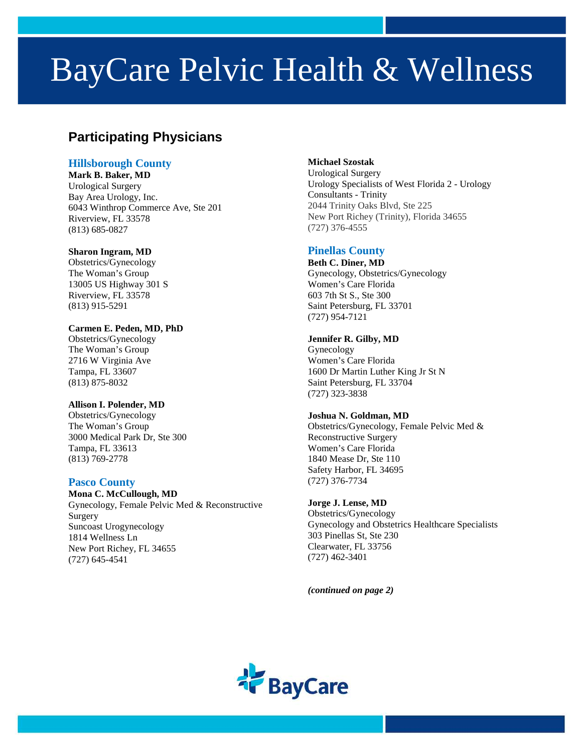# BayCare Pelvic Health & Wellness

## Participating Physicians

### Hillsborough County

**Mark B. Baker, MD**
Urological Surgery
Bay Area Urology, Inc.
6043 Winthrop Commerce Ave, Ste 201
Riverview, FL 33578
(813) 685-0827

**Sharon Ingram, MD**
Obstetrics/Gynecology
The Woman's Group
13005 US Highway 301 S
Riverview, FL 33578
(813) 915-5291

**Carmen E. Peden, MD, PhD**
Obstetrics/Gynecology
The Woman's Group
2716 W Virginia Ave
Tampa, FL 33607
(813) 875-8032

**Allison I. Polender, MD**
Obstetrics/Gynecology
The Woman's Group
3000 Medical Park Dr, Ste 300
Tampa, FL 33613
(813) 769-2778

### Pasco County

**Mona C. McCullough, MD**
Gynecology, Female Pelvic Med & Reconstructive Surgery
Suncoast Urogynecology
1814 Wellness Ln
New Port Richey, FL 34655
(727) 645-4541

**Michael Szostak**
Urological Surgery
Urology Specialists of West Florida 2 - Urology Consultants - Trinity
2044 Trinity Oaks Blvd, Ste 225
New Port Richey (Trinity), Florida 34655
(727) 376-4555

### Pinellas County

**Beth C. Diner, MD**
Gynecology, Obstetrics/Gynecology
Women's Care Florida
603 7th St S., Ste 300
Saint Petersburg, FL 33701
(727) 954-7121

**Jennifer R. Gilby, MD**
Gynecology
Women's Care Florida
1600 Dr Martin Luther King Jr St N
Saint Petersburg, FL 33704
(727) 323-3838

**Joshua N. Goldman, MD**
Obstetrics/Gynecology, Female Pelvic Med & Reconstructive Surgery
Women's Care Florida
1840 Mease Dr, Ste 110
Safety Harbor, FL 34695
(727) 376-7734

**Jorge J. Lense, MD**
Obstetrics/Gynecology
Gynecology and Obstetrics Healthcare Specialists
303 Pinellas St, Ste 230
Clearwater, FL 33756
(727) 462-3401

***(continued on page 2)***

BayCare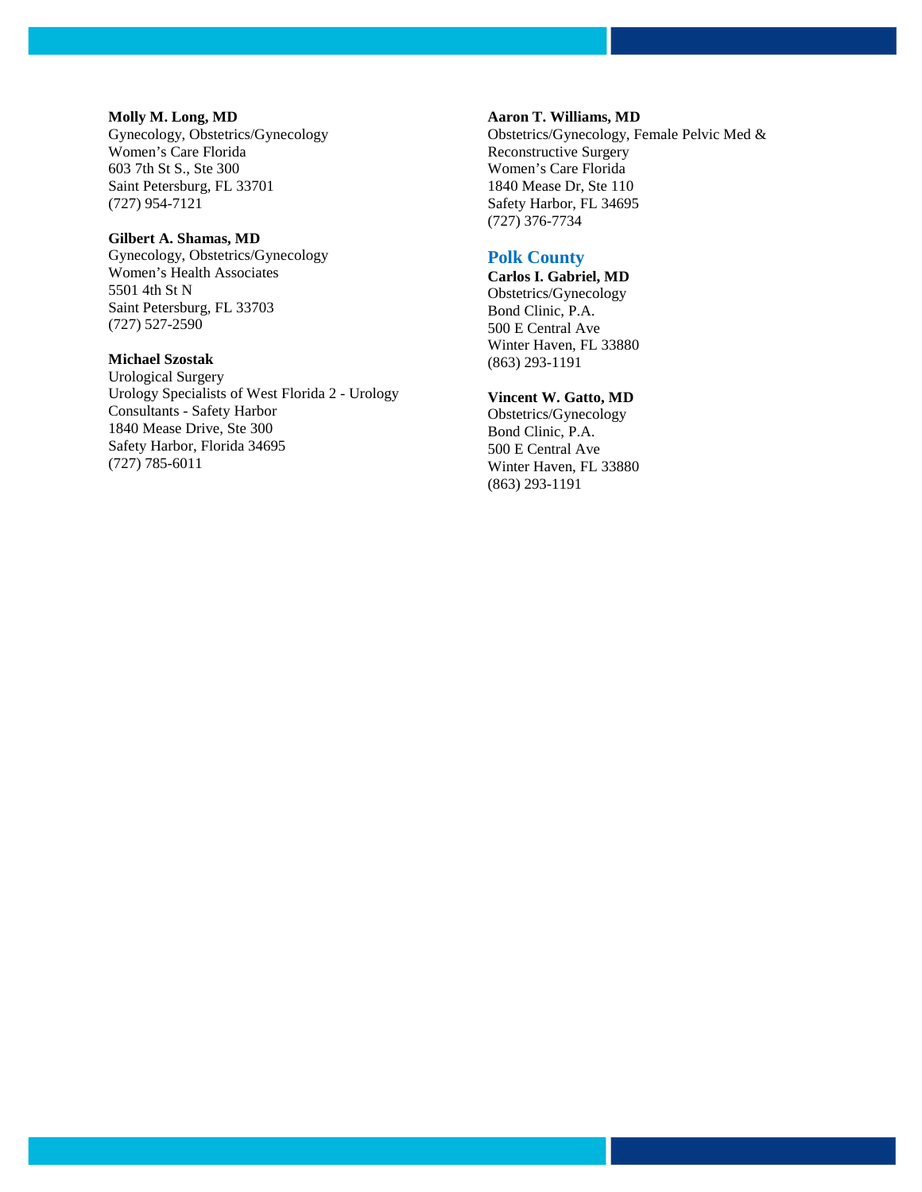**Molly M. Long, MD**
Gynecology, Obstetrics/Gynecology
Women's Care Florida
603 7th St S., Ste 300
Saint Petersburg, FL 33701
(727) 954-7121

**Gilbert A. Shamas, MD**
Gynecology, Obstetrics/Gynecology
Women's Health Associates
5501 4th St N
Saint Petersburg, FL 33703
(727) 527-2590

**Michael Szostak**
Urological Surgery
Urology Specialists of West Florida 2 - Urology Consultants - Safety Harbor
1840 Mease Drive, Ste 300
Safety Harbor, Florida 34695
(727) 785-6011

**Aaron T. Williams, MD**
Obstetrics/Gynecology, Female Pelvic Med & Reconstructive Surgery
Women's Care Florida
1840 Mease Dr, Ste 110
Safety Harbor, FL 34695
(727) 376-7734

## Polk County

**Carlos I. Gabriel, MD**
Obstetrics/Gynecology
Bond Clinic, P.A.
500 E Central Ave
Winter Haven, FL 33880
(863) 293-1191

**Vincent W. Gatto, MD**
Obstetrics/Gynecology
Bond Clinic, P.A.
500 E Central Ave
Winter Haven, FL 33880
(863) 293-1191